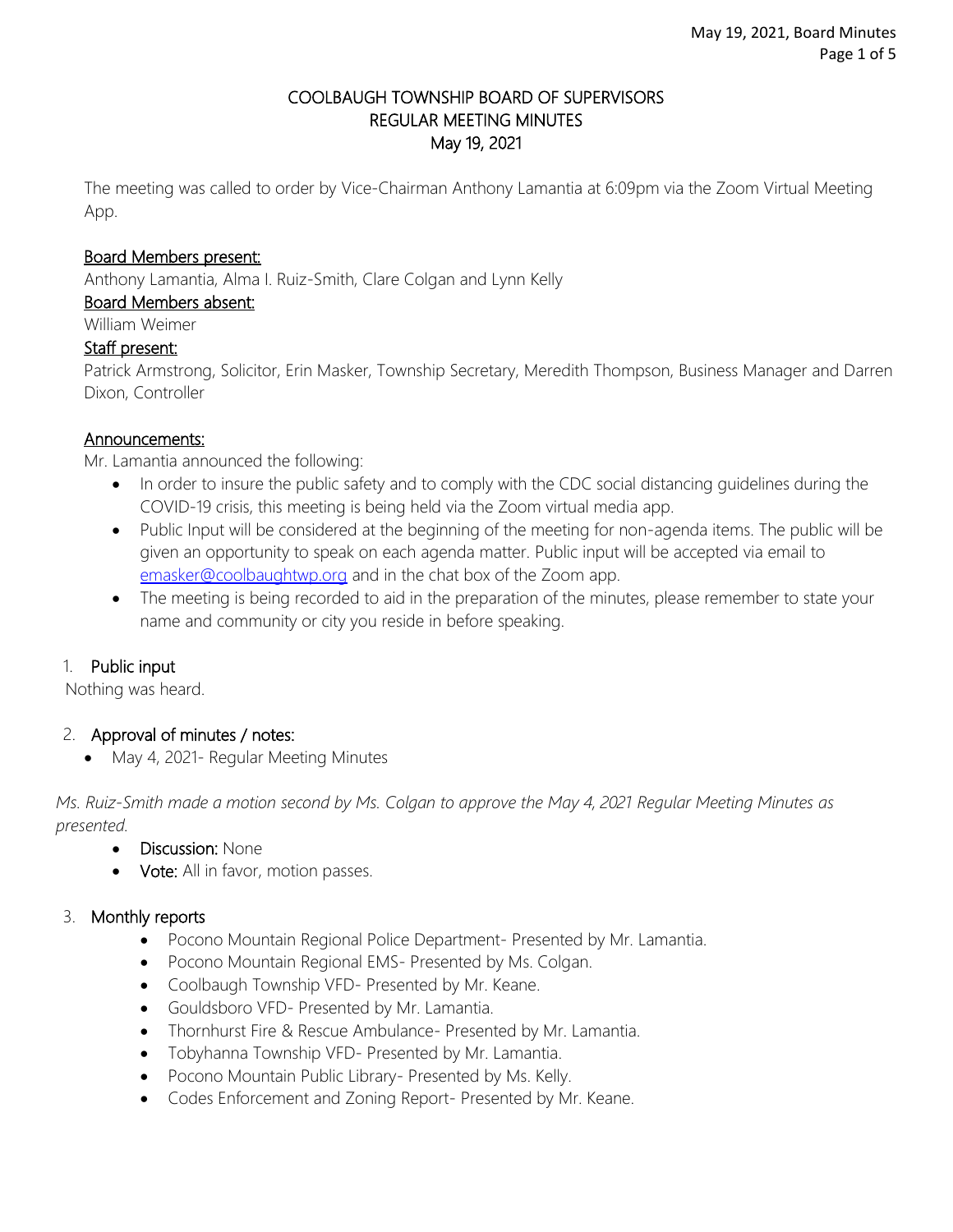# COOLBAUGH TOWNSHIP BOARD OF SUPERVISORS
## REGULAR MEETING MINUTES
## May 19, 2021

The meeting was called to order by Vice-Chairman Anthony Lamantia at 6:09pm via the Zoom Virtual Meeting App.

**Board Members present:**
Anthony Lamantia, Alma I. Ruiz-Smith, Clare Colgan and Lynn Kelly

**Board Members absent:**
William Weimer

**Staff present:**
Patrick Armstrong, Solicitor, Erin Masker, Township Secretary, Meredith Thompson, Business Manager and Darren Dixon, Controller

**Announcements:**
Mr. Lamantia announced the following:

- In order to insure the public safety and to comply with the CDC social distancing guidelines during the COVID-19 crisis, this meeting is being held via the Zoom virtual media app.
- Public Input will be considered at the beginning of the meeting for non-agenda items. The public will be given an opportunity to speak on each agenda matter. Public input will be accepted via email to emasker@coolbaughtwp.org and in the chat box of the Zoom app.
- The meeting is being recorded to aid in the preparation of the minutes, please remember to state your name and community or city you reside in before speaking.

1. **Public input**

Nothing was heard.

2. **Approval of minutes / notes:**
    - May 4, 2021- Regular Meeting Minutes

*Ms. Ruiz-Smith made a motion second by Ms. Colgan to approve the May 4, 2021 Regular Meeting Minutes as presented.*

- **Discussion:** None
- **Vote:** All in favor, motion passes.

3. **Monthly reports**
    - Pocono Mountain Regional Police Department- Presented by Mr. Lamantia.
    - Pocono Mountain Regional EMS- Presented by Ms. Colgan.
    - Coolbaugh Township VFD- Presented by Mr. Keane.
    - Gouldsboro VFD- Presented by Mr. Lamantia.
    - Thornhurst Fire & Rescue Ambulance- Presented by Mr. Lamantia.
    - Tobyhanna Township VFD- Presented by Mr. Lamantia.
    - Pocono Mountain Public Library- Presented by Ms. Kelly.
    - Codes Enforcement and Zoning Report- Presented by Mr. Keane.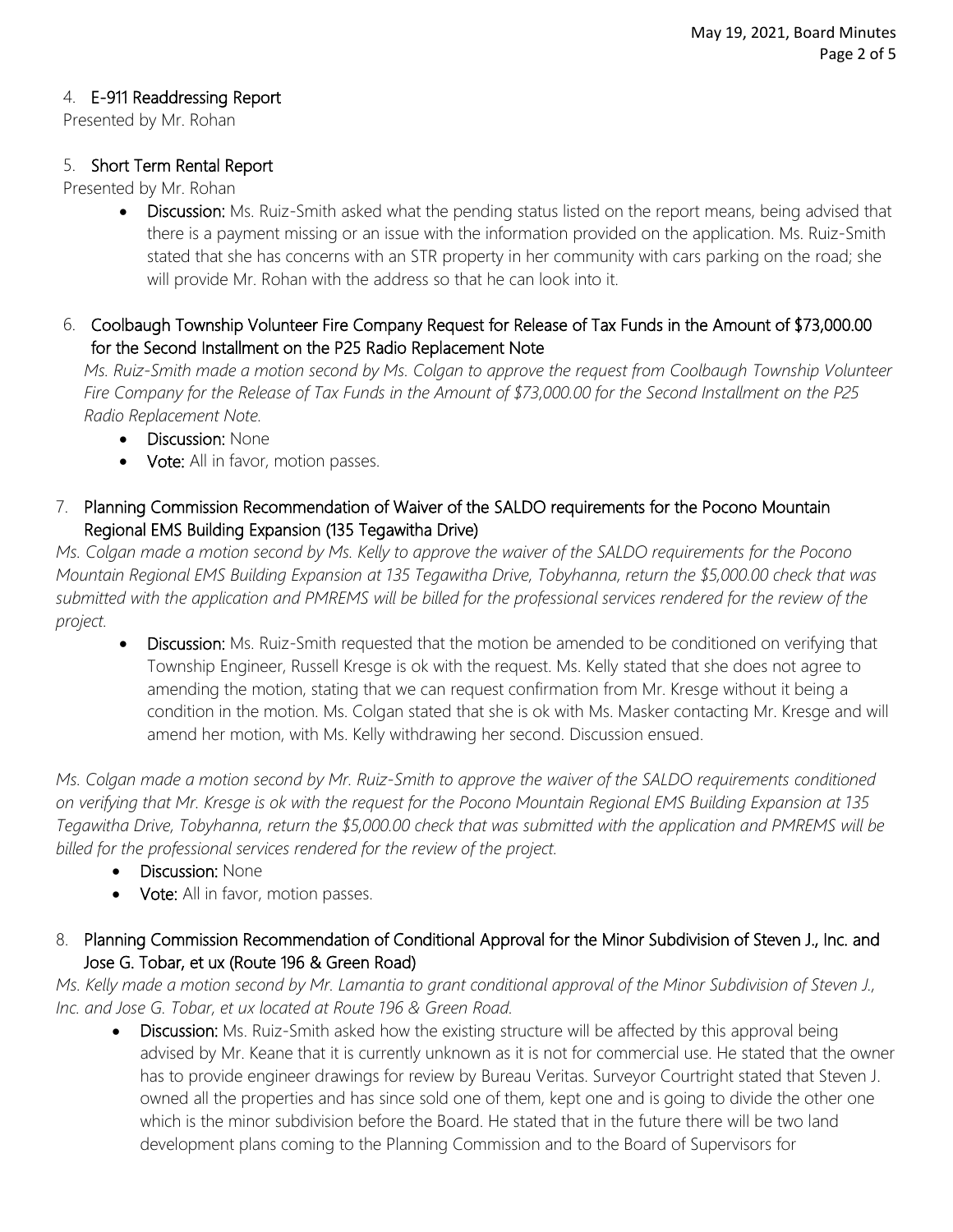## 4. E-911 Readdressing Report

Presented by Mr. Rohan

## 5. Short Term Rental Report

Presented by Mr. Rohan

- **Discussion:** Ms. Ruiz-Smith asked what the pending status listed on the report means, being advised that there is a payment missing or an issue with the information provided on the application. Ms. Ruiz-Smith stated that she has concerns with an STR property in her community with cars parking on the road; she will provide Mr. Rohan with the address so that he can look into it.

## 6. Coolbaugh Township Volunteer Fire Company Request for Release of Tax Funds in the Amount of $73,000.00 for the Second Installment on the P25 Radio Replacement Note

*Ms. Ruiz-Smith made a motion second by Ms. Colgan to approve the request from Coolbaugh Township Volunteer Fire Company for the Release of Tax Funds in the Amount of $73,000.00 for the Second Installment on the P25 Radio Replacement Note.*

- **Discussion:** None
- **Vote:** All in favor, motion passes.

## 7. Planning Commission Recommendation of Waiver of the SALDO requirements for the Pocono Mountain Regional EMS Building Expansion (135 Tegawitha Drive)

*Ms. Colgan made a motion second by Ms. Kelly to approve the waiver of the SALDO requirements for the Pocono Mountain Regional EMS Building Expansion at 135 Tegawitha Drive, Tobyhanna, return the $5,000.00 check that was submitted with the application and PMREMS will be billed for the professional services rendered for the review of the project.*

- **Discussion:** Ms. Ruiz-Smith requested that the motion be amended to be conditioned on verifying that Township Engineer, Russell Kresge is ok with the request. Ms. Kelly stated that she does not agree to amending the motion, stating that we can request confirmation from Mr. Kresge without it being a condition in the motion. Ms. Colgan stated that she is ok with Ms. Masker contacting Mr. Kresge and will amend her motion, with Ms. Kelly withdrawing her second. Discussion ensued.

*Ms. Colgan made a motion second by Mr. Ruiz-Smith to approve the waiver of the SALDO requirements conditioned on verifying that Mr. Kresge is ok with the request for the Pocono Mountain Regional EMS Building Expansion at 135 Tegawitha Drive, Tobyhanna, return the $5,000.00 check that was submitted with the application and PMREMS will be billed for the professional services rendered for the review of the project.*

- **Discussion:** None
- **Vote:** All in favor, motion passes.

## 8. Planning Commission Recommendation of Conditional Approval for the Minor Subdivision of Steven J., Inc. and Jose G. Tobar, et ux (Route 196 & Green Road)

*Ms. Kelly made a motion second by Mr. Lamantia to grant conditional approval of the Minor Subdivision of Steven J., Inc. and Jose G. Tobar, et ux located at Route 196 & Green Road.*

- **Discussion:** Ms. Ruiz-Smith asked how the existing structure will be affected by this approval being advised by Mr. Keane that it is currently unknown as it is not for commercial use. He stated that the owner has to provide engineer drawings for review by Bureau Veritas. Surveyor Courtright stated that Steven J. owned all the properties and has since sold one of them, kept one and is going to divide the other one which is the minor subdivision before the Board. He stated that in the future there will be two land development plans coming to the Planning Commission and to the Board of Supervisors for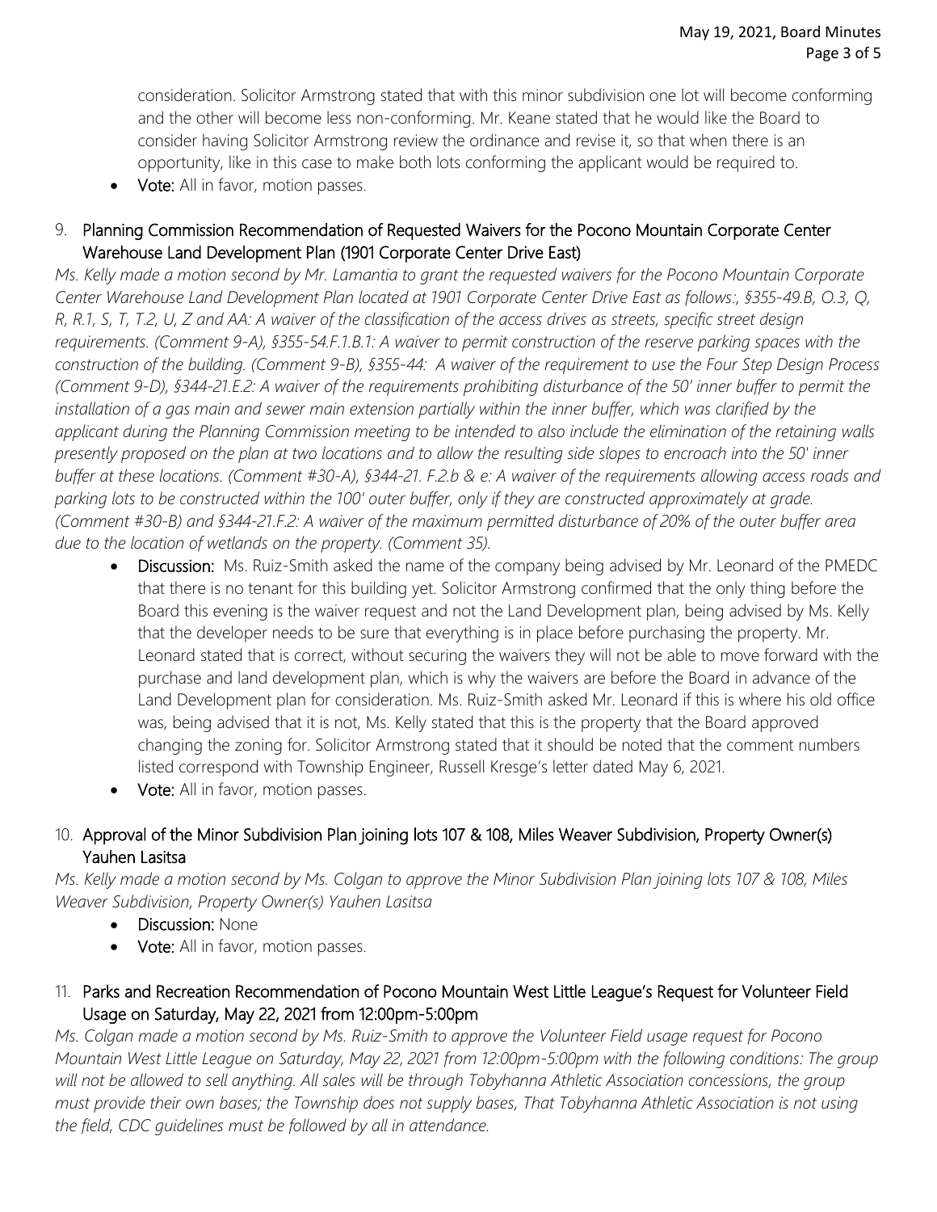consideration. Solicitor Armstrong stated that with this minor subdivision one lot will become conforming and the other will become less non-conforming. Mr. Keane stated that he would like the Board to consider having Solicitor Armstrong review the ordinance and revise it, so that when there is an opportunity, like in this case to make both lots conforming the applicant would be required to.

- **Vote:** All in favor, motion passes.

9. **Planning Commission Recommendation of Requested Waivers for the Pocono Mountain Corporate Center Warehouse Land Development Plan (1901 Corporate Center Drive East)**

*Ms. Kelly made a motion second by Mr. Lamantia to grant the requested waivers for the Pocono Mountain Corporate Center Warehouse Land Development Plan located at 1901 Corporate Center Drive East as follows:, §355-49.B, O.3, Q, R, R.1, S, T, T.2, U, Z and AA: A waiver of the classification of the access drives as streets, specific street design requirements. (Comment 9-A), §355-54.F.1.B.1: A waiver to permit construction of the reserve parking spaces with the construction of the building. (Comment 9-B), §355-44: A waiver of the requirement to use the Four Step Design Process (Comment 9-D), §344-21.E.2: A waiver of the requirements prohibiting disturbance of the 50' inner buffer to permit the installation of a gas main and sewer main extension partially within the inner buffer, which was clarified by the applicant during the Planning Commission meeting to be intended to also include the elimination of the retaining walls presently proposed on the plan at two locations and to allow the resulting side slopes to encroach into the 50' inner buffer at these locations. (Comment #30-A), §344-21. F.2.b & e: A waiver of the requirements allowing access roads and parking lots to be constructed within the 100' outer buffer, only if they are constructed approximately at grade. (Comment #30-B) and §344-21.F.2: A waiver of the maximum permitted disturbance of 20% of the outer buffer area due to the location of wetlands on the property. (Comment 35).*

- **Discussion:** Ms. Ruiz-Smith asked the name of the company being advised by Mr. Leonard of the PMEDC that there is no tenant for this building yet. Solicitor Armstrong confirmed that the only thing before the Board this evening is the waiver request and not the Land Development plan, being advised by Ms. Kelly that the developer needs to be sure that everything is in place before purchasing the property. Mr. Leonard stated that is correct, without securing the waivers they will not be able to move forward with the purchase and land development plan, which is why the waivers are before the Board in advance of the Land Development plan for consideration. Ms. Ruiz-Smith asked Mr. Leonard if this is where his old office was, being advised that it is not, Ms. Kelly stated that this is the property that the Board approved changing the zoning for. Solicitor Armstrong stated that it should be noted that the comment numbers listed correspond with Township Engineer, Russell Kresge's letter dated May 6, 2021.
- **Vote:** All in favor, motion passes.

10. **Approval of the Minor Subdivision Plan joining lots 107 & 108, Miles Weaver Subdivision, Property Owner(s) Yauhen Lasitsa**

*Ms. Kelly made a motion second by Ms. Colgan to approve the Minor Subdivision Plan joining lots 107 & 108, Miles Weaver Subdivision, Property Owner(s) Yauhen Lasitsa*

- **Discussion:** None
- **Vote:** All in favor, motion passes.

11. **Parks and Recreation Recommendation of Pocono Mountain West Little League's Request for Volunteer Field Usage on Saturday, May 22, 2021 from 12:00pm-5:00pm**

*Ms. Colgan made a motion second by Ms. Ruiz-Smith to approve the Volunteer Field usage request for Pocono Mountain West Little League on Saturday, May 22, 2021 from 12:00pm-5:00pm with the following conditions: The group will not be allowed to sell anything. All sales will be through Tobyhanna Athletic Association concessions, the group must provide their own bases; the Township does not supply bases, That Tobyhanna Athletic Association is not using the field, CDC guidelines must be followed by all in attendance.*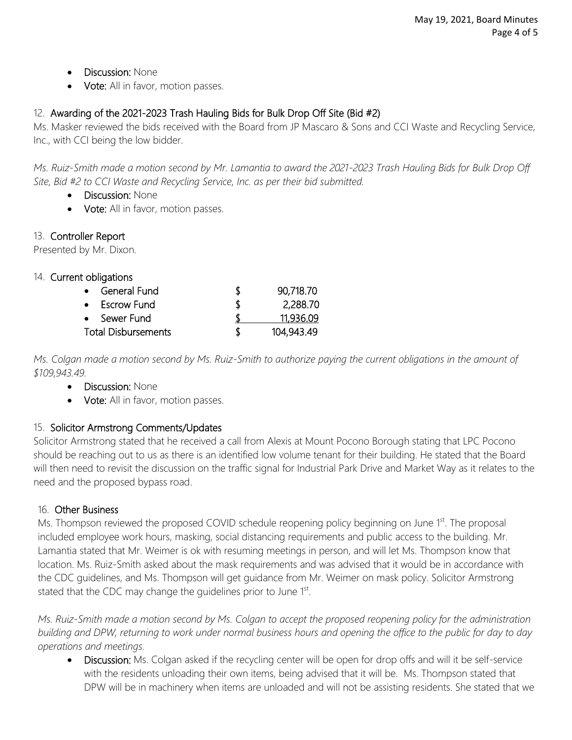- **Discussion:** None
- **Vote:** All in favor, motion passes.

12. **Awarding of the 2021-2023 Trash Hauling Bids for Bulk Drop Off Site (Bid #2)**

Ms. Masker reviewed the bids received with the Board from JP Mascaro & Sons and CCI Waste and Recycling Service, Inc., with CCI being the low bidder.

*Ms. Ruiz-Smith made a motion second by Mr. Lamantia to award the 2021-2023 Trash Hauling Bids for Bulk Drop Off Site, Bid #2 to CCI Waste and Recycling Service, Inc. as per their bid submitted.*

- **Discussion:** None
- **Vote:** All in favor, motion passes.

13. **Controller Report**

Presented by Mr. Dixon.

14. **Current obligations**

| | | |
|---|---|---|
| • General Fund | $ | 90,718.70 |
| • Escrow Fund | $ | 2,288.70 |
| • Sewer Fund | $ | 11,936.09 |
| Total Disbursements | $ | 104,943.49 |

*Ms. Colgan made a motion second by Ms. Ruiz-Smith to authorize paying the current obligations in the amount of $109,943.49.*

- **Discussion:** None
- **Vote:** All in favor, motion passes.

15. **Solicitor Armstrong Comments/Updates**

Solicitor Armstrong stated that he received a call from Alexis at Mount Pocono Borough stating that LPC Pocono should be reaching out to us as there is an identified low volume tenant for their building. He stated that the Board will then need to revisit the discussion on the traffic signal for Industrial Park Drive and Market Way as it relates to the need and the proposed bypass road.

16. **Other Business**

Ms. Thompson reviewed the proposed COVID schedule reopening policy beginning on June 1st. The proposal included employee work hours, masking, social distancing requirements and public access to the building. Mr. Lamantia stated that Mr. Weimer is ok with resuming meetings in person, and will let Ms. Thompson know that location. Ms. Ruiz-Smith asked about the mask requirements and was advised that it would be in accordance with the CDC guidelines, and Ms. Thompson will get guidance from Mr. Weimer on mask policy. Solicitor Armstrong stated that the CDC may change the guidelines prior to June 1st.

*Ms. Ruiz-Smith made a motion second by Ms. Colgan to accept the proposed reopening policy for the administration building and DPW, returning to work under normal business hours and opening the office to the public for day to day operations and meetings.*

- **Discussion:** Ms. Colgan asked if the recycling center will be open for drop offs and will it be self-service with the residents unloading their own items, being advised that it will be. Ms. Thompson stated that DPW will be in machinery when items are unloaded and will not be assisting residents. She stated that we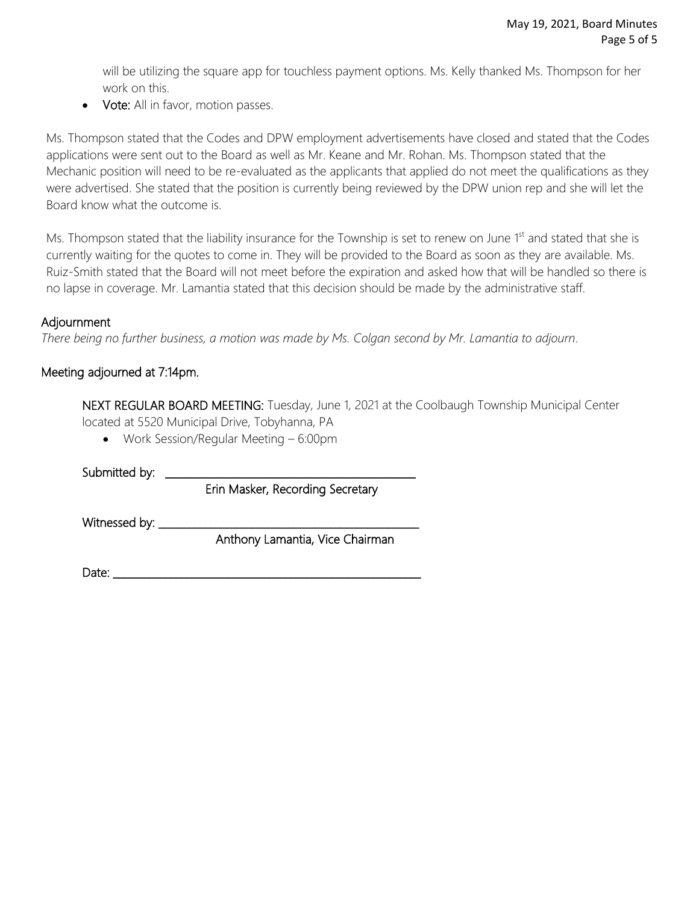will be utilizing the square app for touchless payment options. Ms. Kelly thanked Ms. Thompson for her work on this.

- **Vote:** All in favor, motion passes.

Ms. Thompson stated that the Codes and DPW employment advertisements have closed and stated that the Codes applications were sent out to the Board as well as Mr. Keane and Mr. Rohan. Ms. Thompson stated that the Mechanic position will need to be re-evaluated as the applicants that applied do not meet the qualifications as they were advertised. She stated that the position is currently being reviewed by the DPW union rep and she will let the Board know what the outcome is.

Ms. Thompson stated that the liability insurance for the Township is set to renew on June 1st and stated that she is currently waiting for the quotes to come in. They will be provided to the Board as soon as they are available. Ms. Ruiz-Smith stated that the Board will not meet before the expiration and asked how that will be handled so there is no lapse in coverage. Mr. Lamantia stated that this decision should be made by the administrative staff.

## Adjournment

*There being no further business, a motion was made by Ms. Colgan second by Mr. Lamantia to adjourn.*

## Meeting adjourned at 7:14pm.

**NEXT REGULAR BOARD MEETING:** Tuesday, June 1, 2021 at the Coolbaugh Township Municipal Center located at 5520 Municipal Drive, Tobyhanna, PA

- Work Session/Regular Meeting – 6:00pm

Submitted by: \_\_\_\_\_\_\_\_\_\_\_\_\_\_\_\_\_\_\_\_\_\_\_\_\_\_\_\_\_\_\_\_\_\_\_\_\_\_\_\_
Erin Masker, Recording Secretary

Witnessed by: \_\_\_\_\_\_\_\_\_\_\_\_\_\_\_\_\_\_\_\_\_\_\_\_\_\_\_\_\_\_\_\_\_\_\_\_\_\_\_\_
Anthony Lamantia, Vice Chairman

Date: \_\_\_\_\_\_\_\_\_\_\_\_\_\_\_\_\_\_\_\_\_\_\_\_\_\_\_\_\_\_\_\_\_\_\_\_\_\_\_\_\_\_\_\_\_\_\_\_